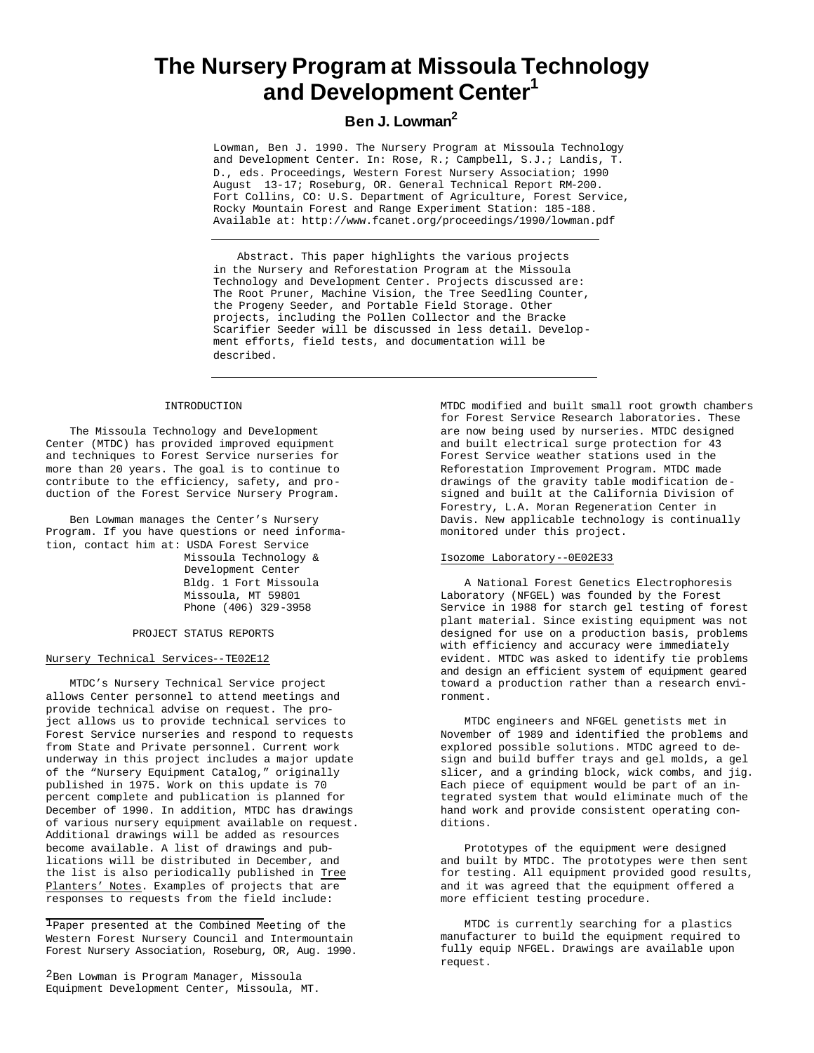# The Nursery Program at Missoula Technology and Development Center[1]

## Ben J. Lowman[2]

Lowman, Ben J. 1990. The Nursery Program at Missoula Technology and Development Center. In: Rose, R.; Campbell, S.J.; Landis, T. D., eds. Proceedings, Western Forest Nursery Association; 1990 August 13-17; Roseburg, OR. General Technical Report RM-200. Fort Collins, CO: U.S. Department of Agriculture, Forest Service, Rocky Mountain Forest and Range Experiment Station: 185-188. Available at: http://www.fcanet.org/proceedings/1990/lowman.pdf

Abstract. This paper highlights the various projects in the Nursery and Reforestation Program at the Missoula Technology and Development Center. Projects discussed are: The Root Pruner, Machine Vision, the Tree Seedling Counter, the Progeny Seeder, and Portable Field Storage. Other projects, including the Pollen Collector and the Bracke Scarifier Seeder will be discussed in less detail. Development efforts, field tests, and documentation will be described.

## INTRODUCTION

The Missoula Technology and Development Center (MTDC) has provided improved equipment and techniques to Forest Service nurseries for more than 20 years. The goal is to continue to contribute to the efficiency, safety, and production of the Forest Service Nursery Program.

Ben Lowman manages the Center's Nursery Program. If you have questions or need information, contact him at: USDA Forest Service
Missoula Technology & Development Center
Bldg. 1 Fort Missoula
Missoula, MT 59801
Phone (406) 329-3958

## PROJECT STATUS REPORTS

### Nursery Technical Services--TE02E12

MTDC's Nursery Technical Service project allows Center personnel to attend meetings and provide technical advise on request. The project allows us to provide technical services to Forest Service nurseries and respond to requests from State and Private personnel. Current work underway in this project includes a major update of the "Nursery Equipment Catalog," originally published in 1975. Work on this update is 70 percent complete and publication is planned for December of 1990. In addition, MTDC has drawings of various nursery equipment available on request. Additional drawings will be added as resources become available. A list of drawings and publications will be distributed in December, and the list is also periodically published in Tree Planters' Notes. Examples of projects that are responses to requests from the field include: MTDC modified and built small root growth chambers for Forest Service Research laboratories. These are now being used by nurseries. MTDC designed and built electrical surge protection for 43 Forest Service weather stations used in the Reforestation Improvement Program. MTDC made drawings of the gravity table modification designed and built at the California Division of Forestry, L.A. Moran Regeneration Center in Davis. New applicable technology is continually monitored under this project.

### Isozome Laboratory--0E02E33

A National Forest Genetics Electrophoresis Laboratory (NFGEL) was founded by the Forest Service in 1988 for starch gel testing of forest plant material. Since existing equipment was not designed for use on a production basis, problems with efficiency and accuracy were immediately evident. MTDC was asked to identify tie problems and design an efficient system of equipment geared toward a production rather than a research environment.

MTDC engineers and NFGEL genetists met in November of 1989 and identified the problems and explored possible solutions. MTDC agreed to design and build buffer trays and gel molds, a gel slicer, and a grinding block, wick combs, and jig. Each piece of equipment would be part of an integrated system that would eliminate much of the hand work and provide consistent operating conditions.

Prototypes of the equipment were designed and built by MTDC. The prototypes were then sent for testing. All equipment provided good results, and it was agreed that the equipment offered a more efficient testing procedure.

MTDC is currently searching for a plastics manufacturer to build the equipment required to fully equip NFGEL. Drawings are available upon request.

---

[1] Paper presented at the Combined Meeting of the Western Forest Nursery Council and Intermountain Forest Nursery Association, Roseburg, OR, Aug. 1990.

[2] Ben Lowman is Program Manager, Missoula Equipment Development Center, Missoula, MT.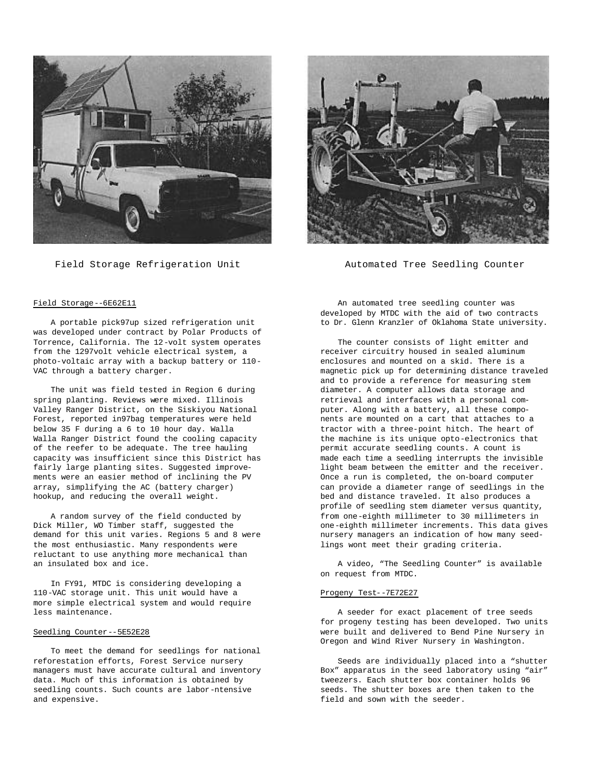Field Storage Refrigeration Unit

Automated Tree Seedling Counter

Field Storage--6E62E11

A portable pick97up sized refrigeration unit was developed under contract by Polar Products of Torrence, California. The 12-volt system operates from the 1297volt vehicle electrical system, a photo-voltaic array with a backup battery or 110-VAC through a battery charger.

The unit was field tested in Region 6 during spring planting. Reviews were mixed. Illinois Valley Ranger District, on the Siskiyou National Forest, reported in97bag temperatures were held below 35 F during a 6 to 10 hour day. Walla Walla Ranger District found the cooling capacity of the reefer to be adequate. The tree hauling capacity was insufficient since this District has fairly large planting sites. Suggested improvements were an easier method of inclining the PV array, simplifying the AC (battery charger) hookup, and reducing the overall weight.

A random survey of the field conducted by Dick Miller, WO Timber staff, suggested the demand for this unit varies. Regions 5 and 8 were the most enthusiastic. Many respondents were reluctant to use anything more mechanical than an insulated box and ice.

In FY91, MTDC is considering developing a 110-VAC storage unit. This unit would have a more simple electrical system and would require less maintenance.

Seedling Counter--5E52E28

To meet the demand for seedlings for national reforestation efforts, Forest Service nursery managers must have accurate cultural and inventory data. Much of this information is obtained by seedling counts. Such counts are labor-ntensive and expensive.

An automated tree seedling counter was developed by MTDC with the aid of two contracts to Dr. Glenn Kranzler of Oklahoma State university.

The counter consists of light emitter and receiver circuitry housed in sealed aluminum enclosures and mounted on a skid. There is a magnetic pick up for determining distance traveled and to provide a reference for measuring stem diameter. A computer allows data storage and retrieval and interfaces with a personal computer. Along with a battery, all these components are mounted on a cart that attaches to a tractor with a three-point hitch. The heart of the machine is its unique opto-electronics that permit accurate seedling counts. A count is made each time a seedling interrupts the invisible light beam between the emitter and the receiver. Once a run is completed, the on-board computer can provide a diameter range of seedlings in the bed and distance traveled. It also produces a profile of seedling stem diameter versus quantity, from one-eighth millimeter to 30 millimeters in one-eighth millimeter increments. This data gives nursery managers an indication of how many seedlings wont meet their grading criteria.

A video, "The Seedling Counter" is available on request from MTDC.

Progeny Test--7E72E27

A seeder for exact placement of tree seeds for progeny testing has been developed. Two units were built and delivered to Bend Pine Nursery in Oregon and Wind River Nursery in Washington.

Seeds are individually placed into a "shutter Box" apparatus in the seed laboratory using "air" tweezers. Each shutter box container holds 96 seeds. The shutter boxes are then taken to the field and sown with the seeder.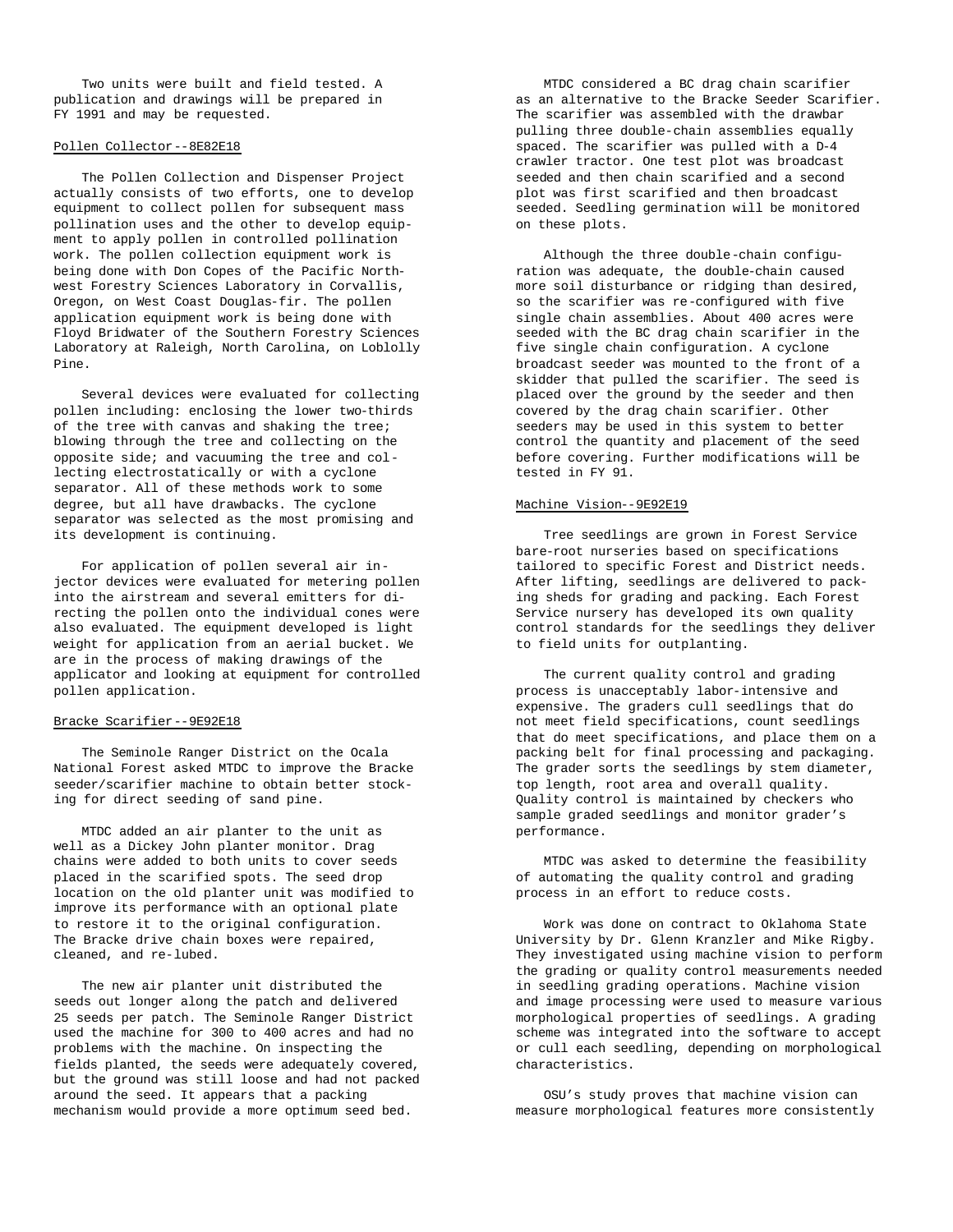Two units were built and field tested. A publication and drawings will be prepared in FY 1991 and may be requested.

Pollen Collector--8E82E18

The Pollen Collection and Dispenser Project actually consists of two efforts, one to develop equipment to collect pollen for subsequent mass pollination uses and the other to develop equipment to apply pollen in controlled pollination work. The pollen collection equipment work is being done with Don Copes of the Pacific Northwest Forestry Sciences Laboratory in Corvallis, Oregon, on West Coast Douglas-fir. The pollen application equipment work is being done with Floyd Bridwater of the Southern Forestry Sciences Laboratory at Raleigh, North Carolina, on Loblolly Pine.

Several devices were evaluated for collecting pollen including: enclosing the lower two-thirds of the tree with canvas and shaking the tree; blowing through the tree and collecting on the opposite side; and vacuuming the tree and collecting electrostatically or with a cyclone separator. All of these methods work to some degree, but all have drawbacks. The cyclone separator was selected as the most promising and its development is continuing.

For application of pollen several air injector devices were evaluated for metering pollen into the airstream and several emitters for directing the pollen onto the individual cones were also evaluated. The equipment developed is light weight for application from an aerial bucket. We are in the process of making drawings of the applicator and looking at equipment for controlled pollen application.

Bracke Scarifier--9E92E18

The Seminole Ranger District on the Ocala National Forest asked MTDC to improve the Bracke seeder/scarifier machine to obtain better stocking for direct seeding of sand pine.

MTDC added an air planter to the unit as well as a Dickey John planter monitor. Drag chains were added to both units to cover seeds placed in the scarified spots. The seed drop location on the old planter unit was modified to improve its performance with an optional plate to restore it to the original configuration. The Bracke drive chain boxes were repaired, cleaned, and re-lubed.

The new air planter unit distributed the seeds out longer along the patch and delivered 25 seeds per patch. The Seminole Ranger District used the machine for 300 to 400 acres and had no problems with the machine. On inspecting the fields planted, the seeds were adequately covered, but the ground was still loose and had not packed around the seed. It appears that a packing mechanism would provide a more optimum seed bed.

MTDC considered a BC drag chain scarifier as an alternative to the Bracke Seeder Scarifier. The scarifier was assembled with the drawbar pulling three double-chain assemblies equally spaced. The scarifier was pulled with a D-4 crawler tractor. One test plot was broadcast seeded and then chain scarified and a second plot was first scarified and then broadcast seeded. Seedling germination will be monitored on these plots.

Although the three double-chain configuration was adequate, the double-chain caused more soil disturbance or ridging than desired, so the scarifier was re-configured with five single chain assemblies. About 400 acres were seeded with the BC drag chain scarifier in the five single chain configuration. A cyclone broadcast seeder was mounted to the front of a skidder that pulled the scarifier. The seed is placed over the ground by the seeder and then covered by the drag chain scarifier. Other seeders may be used in this system to better control the quantity and placement of the seed before covering. Further modifications will be tested in FY 91.

Machine Vision--9E92E19

Tree seedlings are grown in Forest Service bare-root nurseries based on specifications tailored to specific Forest and District needs. After lifting, seedlings are delivered to packing sheds for grading and packing. Each Forest Service nursery has developed its own quality control standards for the seedlings they deliver to field units for outplanting.

The current quality control and grading process is unacceptably labor-intensive and expensive. The graders cull seedlings that do not meet field specifications, count seedlings that do meet specifications, and place them on a packing belt for final processing and packaging. The grader sorts the seedlings by stem diameter, top length, root area and overall quality. Quality control is maintained by checkers who sample graded seedlings and monitor grader's performance.

MTDC was asked to determine the feasibility of automating the quality control and grading process in an effort to reduce costs.

Work was done on contract to Oklahoma State University by Dr. Glenn Kranzler and Mike Rigby. They investigated using machine vision to perform the grading or quality control measurements needed in seedling grading operations. Machine vision and image processing were used to measure various morphological properties of seedlings. A grading scheme was integrated into the software to accept or cull each seedling, depending on morphological characteristics.

OSU's study proves that machine vision can measure morphological features more consistently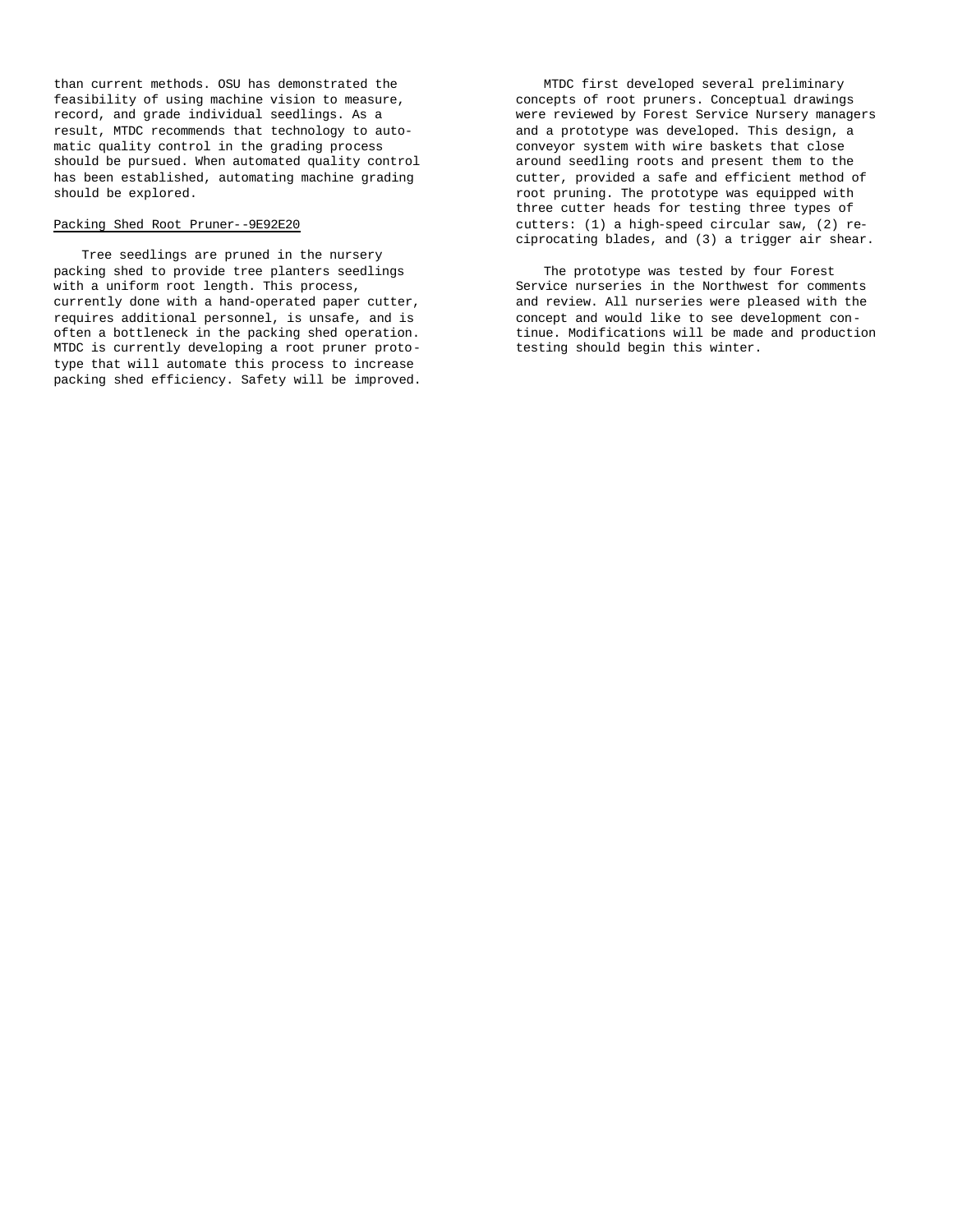than current methods. OSU has demonstrated the feasibility of using machine vision to measure, record, and grade individual seedlings. As a result, MTDC recommends that technology to automatic quality control in the grading process should be pursued. When automated quality control has been established, automating machine grading should be explored.

Packing Shed Root Pruner--9E92E20

Tree seedlings are pruned in the nursery packing shed to provide tree planters seedlings with a uniform root length. This process, currently done with a hand-operated paper cutter, requires additional personnel, is unsafe, and is often a bottleneck in the packing shed operation. MTDC is currently developing a root pruner prototype that will automate this process to increase packing shed efficiency. Safety will be improved.

MTDC first developed several preliminary concepts of root pruners. Conceptual drawings were reviewed by Forest Service Nursery managers and a prototype was developed. This design, a conveyor system with wire baskets that close around seedling roots and present them to the cutter, provided a safe and efficient method of root pruning. The prototype was equipped with three cutter heads for testing three types of cutters: (1) a high-speed circular saw, (2) reciprocating blades, and (3) a trigger air shear.

The prototype was tested by four Forest Service nurseries in the Northwest for comments and review. All nurseries were pleased with the concept and would like to see development continue. Modifications will be made and production testing should begin this winter.